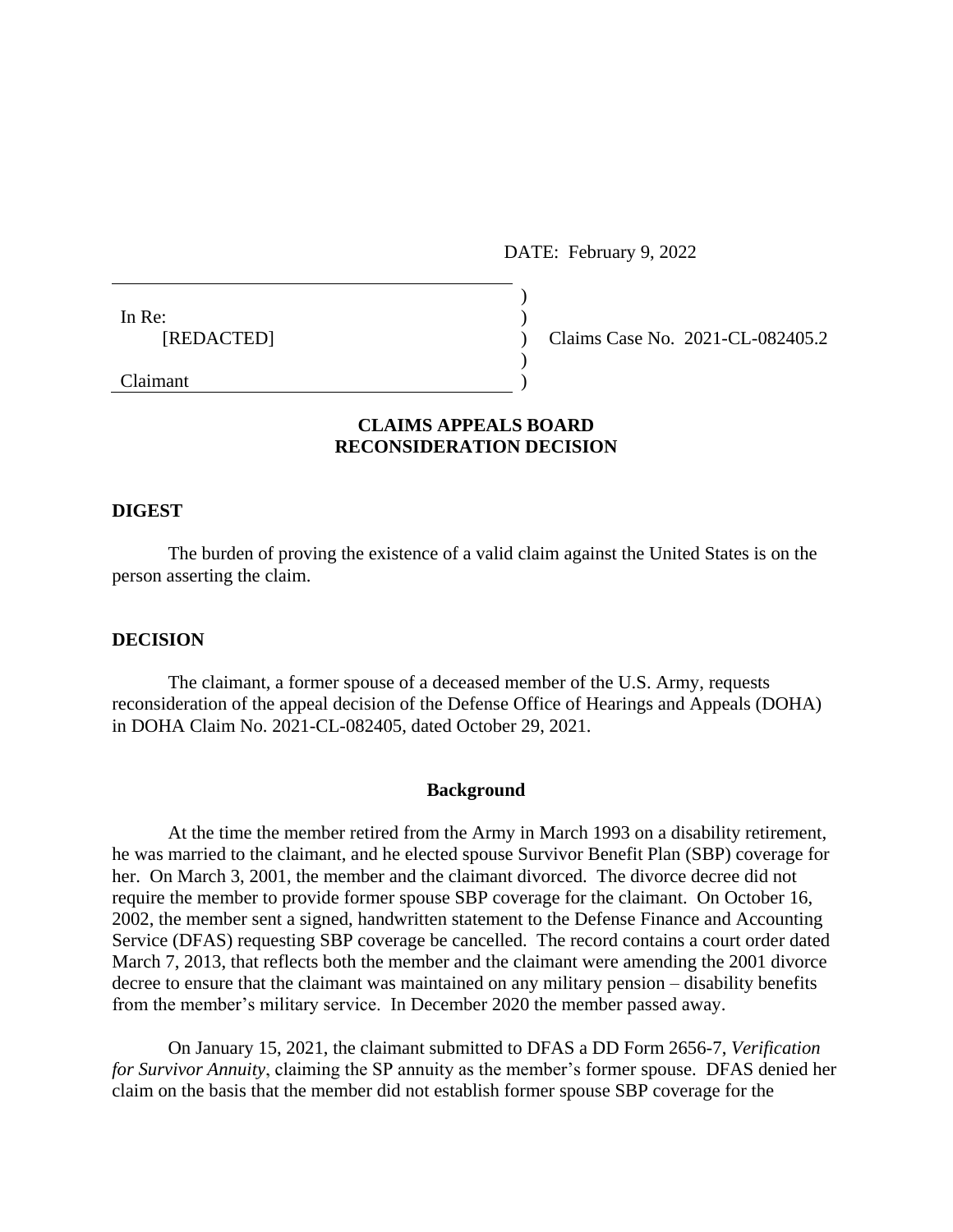DATE: February 9, 2022

In Re:
[REDACTED]

Claimant

Claims Case No. 2021-CL-082405.2

**CLAIMS APPEALS BOARD**
**RECONSIDERATION DECISION**

**DIGEST**

The burden of proving the existence of a valid claim against the United States is on the person asserting the claim.

**DECISION**

The claimant, a former spouse of a deceased member of the U.S. Army, requests reconsideration of the appeal decision of the Defense Office of Hearings and Appeals (DOHA) in DOHA Claim No. 2021-CL-082405, dated October 29, 2021.

**Background**

At the time the member retired from the Army in March 1993 on a disability retirement, he was married to the claimant, and he elected spouse Survivor Benefit Plan (SBP) coverage for her. On March 3, 2001, the member and the claimant divorced. The divorce decree did not require the member to provide former spouse SBP coverage for the claimant. On October 16, 2002, the member sent a signed, handwritten statement to the Defense Finance and Accounting Service (DFAS) requesting SBP coverage be cancelled. The record contains a court order dated March 7, 2013, that reflects both the member and the claimant were amending the 2001 divorce decree to ensure that the claimant was maintained on any military pension – disability benefits from the member's military service. In December 2020 the member passed away.

On January 15, 2021, the claimant submitted to DFAS a DD Form 2656-7, *Verification for Survivor Annuity*, claiming the SP annuity as the member's former spouse. DFAS denied her claim on the basis that the member did not establish former spouse SBP coverage for the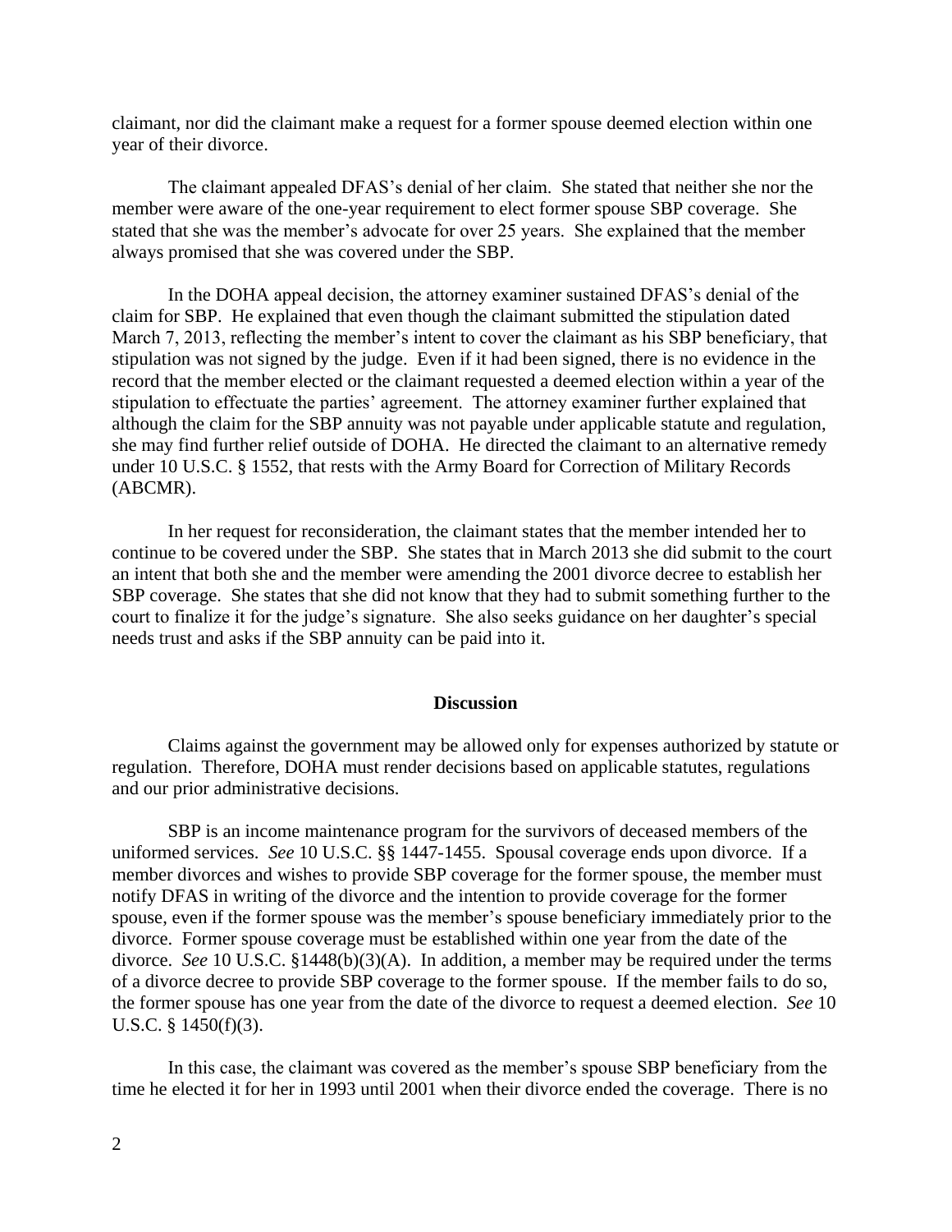claimant, nor did the claimant make a request for a former spouse deemed election within one year of their divorce.

The claimant appealed DFAS's denial of her claim. She stated that neither she nor the member were aware of the one-year requirement to elect former spouse SBP coverage. She stated that she was the member's advocate for over 25 years. She explained that the member always promised that she was covered under the SBP.

In the DOHA appeal decision, the attorney examiner sustained DFAS's denial of the claim for SBP. He explained that even though the claimant submitted the stipulation dated March 7, 2013, reflecting the member's intent to cover the claimant as his SBP beneficiary, that stipulation was not signed by the judge. Even if it had been signed, there is no evidence in the record that the member elected or the claimant requested a deemed election within a year of the stipulation to effectuate the parties' agreement. The attorney examiner further explained that although the claim for the SBP annuity was not payable under applicable statute and regulation, she may find further relief outside of DOHA. He directed the claimant to an alternative remedy under 10 U.S.C. § 1552, that rests with the Army Board for Correction of Military Records (ABCMR).

In her request for reconsideration, the claimant states that the member intended her to continue to be covered under the SBP. She states that in March 2013 she did submit to the court an intent that both she and the member were amending the 2001 divorce decree to establish her SBP coverage. She states that she did not know that they had to submit something further to the court to finalize it for the judge's signature. She also seeks guidance on her daughter's special needs trust and asks if the SBP annuity can be paid into it.

## Discussion

Claims against the government may be allowed only for expenses authorized by statute or regulation. Therefore, DOHA must render decisions based on applicable statutes, regulations and our prior administrative decisions.

SBP is an income maintenance program for the survivors of deceased members of the uniformed services. *See* 10 U.S.C. §§ 1447-1455. Spousal coverage ends upon divorce. If a member divorces and wishes to provide SBP coverage for the former spouse, the member must notify DFAS in writing of the divorce and the intention to provide coverage for the former spouse, even if the former spouse was the member's spouse beneficiary immediately prior to the divorce. Former spouse coverage must be established within one year from the date of the divorce. *See* 10 U.S.C. §1448(b)(3)(A). In addition, a member may be required under the terms of a divorce decree to provide SBP coverage to the former spouse. If the member fails to do so, the former spouse has one year from the date of the divorce to request a deemed election. *See* 10 U.S.C. § 1450(f)(3).

In this case, the claimant was covered as the member's spouse SBP beneficiary from the time he elected it for her in 1993 until 2001 when their divorce ended the coverage. There is no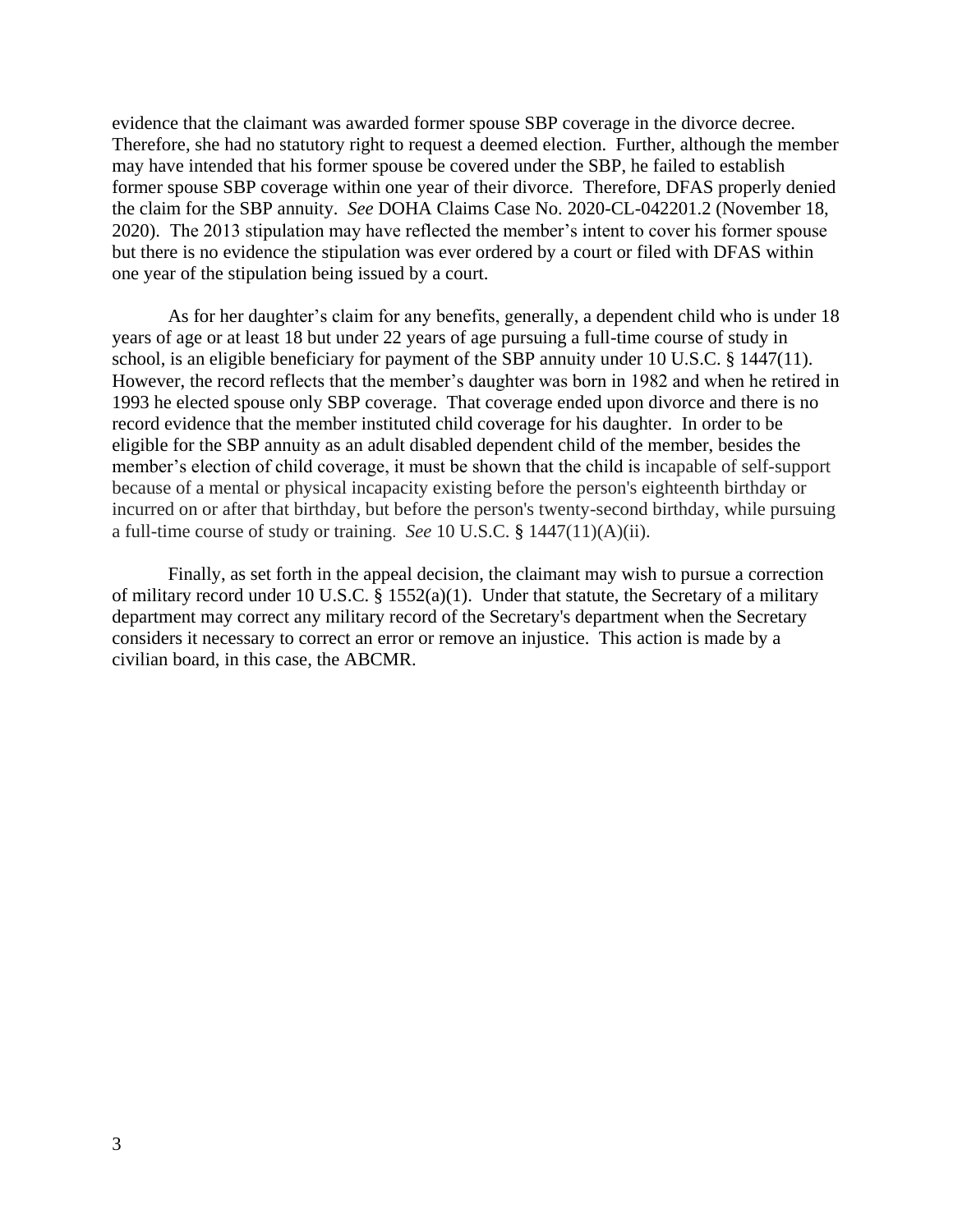evidence that the claimant was awarded former spouse SBP coverage in the divorce decree. Therefore, she had no statutory right to request a deemed election. Further, although the member may have intended that his former spouse be covered under the SBP, he failed to establish former spouse SBP coverage within one year of their divorce. Therefore, DFAS properly denied the claim for the SBP annuity. *See* DOHA Claims Case No. 2020-CL-042201.2 (November 18, 2020). The 2013 stipulation may have reflected the member's intent to cover his former spouse but there is no evidence the stipulation was ever ordered by a court or filed with DFAS within one year of the stipulation being issued by a court.

As for her daughter's claim for any benefits, generally, a dependent child who is under 18 years of age or at least 18 but under 22 years of age pursuing a full-time course of study in school, is an eligible beneficiary for payment of the SBP annuity under 10 U.S.C. § 1447(11). However, the record reflects that the member's daughter was born in 1982 and when he retired in 1993 he elected spouse only SBP coverage. That coverage ended upon divorce and there is no record evidence that the member instituted child coverage for his daughter. In order to be eligible for the SBP annuity as an adult disabled dependent child of the member, besides the member's election of child coverage, it must be shown that the child is incapable of self-support because of a mental or physical incapacity existing before the person's eighteenth birthday or incurred on or after that birthday, but before the person's twenty-second birthday, while pursuing a full-time course of study or training. *See* 10 U.S.C. § 1447(11)(A)(ii).

Finally, as set forth in the appeal decision, the claimant may wish to pursue a correction of military record under 10 U.S.C. § 1552(a)(1). Under that statute, the Secretary of a military department may correct any military record of the Secretary's department when the Secretary considers it necessary to correct an error or remove an injustice. This action is made by a civilian board, in this case, the ABCMR.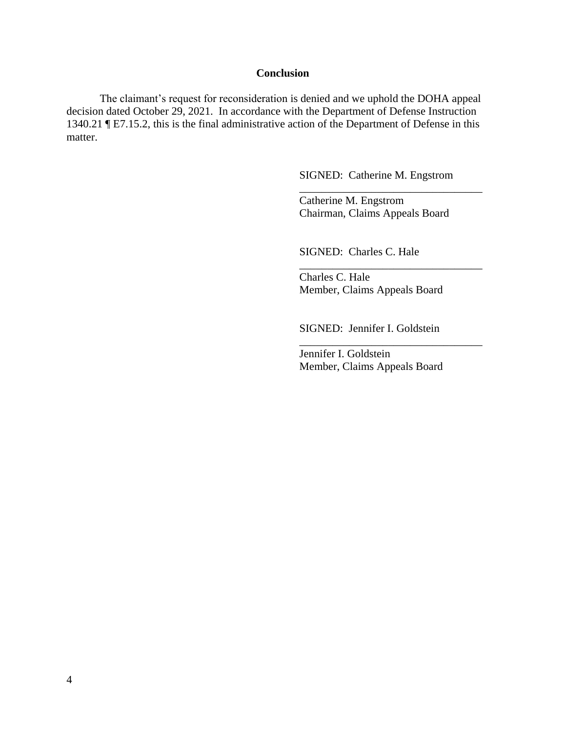**Conclusion**

The claimant's request for reconsideration is denied and we uphold the DOHA appeal decision dated October 29, 2021. In accordance with the Department of Defense Instruction 1340.21 ¶ E7.15.2, this is the final administrative action of the Department of Defense in this matter.

SIGNED: Catherine M. Engstrom

\_\_\_\_\_\_\_\_\_\_\_\_\_\_\_\_\_\_\_\_\_\_\_\_\_\_\_\_\_\_\_\_\_\_\_

Catherine M. Engstrom
Chairman, Claims Appeals Board

SIGNED: Charles C. Hale

\_\_\_\_\_\_\_\_\_\_\_\_\_\_\_\_\_\_\_\_\_\_\_\_\_\_\_\_\_\_\_\_\_\_\_

Charles C. Hale
Member, Claims Appeals Board

SIGNED: Jennifer I. Goldstein

\_\_\_\_\_\_\_\_\_\_\_\_\_\_\_\_\_\_\_\_\_\_\_\_\_\_\_\_\_\_\_\_\_\_\_

Jennifer I. Goldstein
Member, Claims Appeals Board